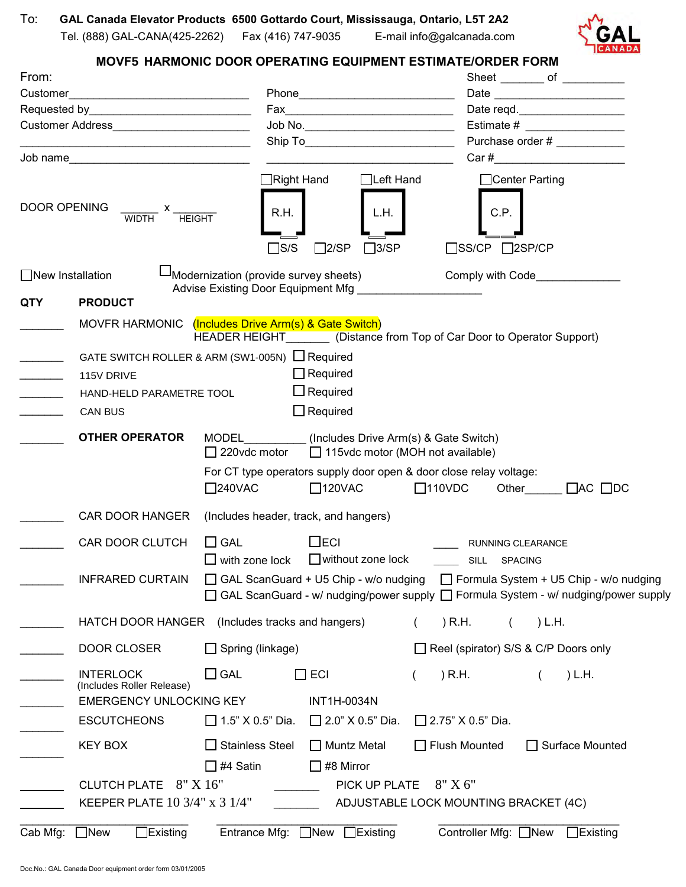To: **GAL Canada Elevator Products 6500 Gottardo Court, Mississauga, Ontario, L5T 2A2**
Tel. (888) GAL-CANA(425-2262) Fax (416) 747-9035 E-mail info@galcanada.com

GAL CANADA

# MOVF5 HARMONIC DOOR OPERATING EQUIPMENT ESTIMATE/ORDER FORM

From:

| | | |
|---|---|---|
| Customer_______________ | Phone_______________ | Sheet _______ of __________ |
| Requested by_______________ | Fax_______________ | Date _______________ |
| Customer Address_______________ | Job No._______________ | Date reqd._______________ |
| _______________ | Ship To_______________ | Estimate # _______________ |
| Job name_______________ | _______________ | Purchase order # __________ |
| | | Car #_______________ |

DOOR OPENING _______ x _______
WIDTH HEIGHT

☐Right Hand (R.H.) ☐Left Hand (L.H.) ☐Center Parting (C.P.)

☐S/S ☐2/SP ☐3/SP ☐SS/CP ☐2SP/CP

☐New Installation ☐Modernization (provide survey sheets) Comply with Code_____________
Advise Existing Door Equipment Mfg ____________________

| QTY | PRODUCT | | |
|---|---|---|---|
| _______ | MOVFR HARMONIC | (Includes Drive Arm(s) & Gate Switch) HEADER HEIGHT_______ (Distance from Top of Car Door to Operator Support) | |
| _______ | GATE SWITCH ROLLER & ARM (SW1-005N) | ☐ Required | |
| _______ | 115V DRIVE | ☐ Required | |
| _______ | HAND-HELD PARAMETRE TOOL | ☐ Required | |
| _______ | CAN BUS | ☐ Required | |
| _______ | **OTHER OPERATOR** | MODEL__________ (Includes Drive Arm(s) & Gate Switch) ☐ 220vdc motor ☐ 115vdc motor (MOH not available) For CT type operators supply door open & door close relay voltage: ☐240VAC ☐120VAC ☐110VDC Other______ ☐AC ☐DC | |
| _______ | CAR DOOR HANGER | (Includes header, track, and hangers) | |
| _______ | CAR DOOR CLUTCH | ☐ GAL ☐ECI ☐ with zone lock ☐without zone lock | _____ RUNNING CLEARANCE _____ SILL SPACING |
| _______ | INFRARED CURTAIN | ☐ GAL ScanGuard + U5 Chip - w/o nudging ☐ GAL ScanGuard - w/ nudging/power supply | ☐ Formula System + U5 Chip - w/o nudging ☐ Formula System - w/ nudging/power supply |
| _______ | HATCH DOOR HANGER | (Includes tracks and hangers) | ( ) R.H. ( ) L.H. |
| _______ | DOOR CLOSER | ☐ Spring (linkage) | ☐ Reel (spirator) S/S & C/P Doors only |
| _______ | INTERLOCK (Includes Roller Release) | ☐ GAL ☐ ECI | ( ) R.H. ( ) L.H. |
| _______ | EMERGENCY UNLOCKING KEY | INT1H-0034N | |
| _______ | ESCUTCHEONS | ☐ 1.5" X 0.5" Dia. ☐ 2.0" X 0.5" Dia. | ☐ 2.75" X 0.5" Dia. |
| _______ | KEY BOX | ☐ Stainless Steel ☐ Muntz Metal ☐ #4 Satin ☐ #8 Mirror | ☐ Flush Mounted ☐ Surface Mounted |
| _______ | CLUTCH PLATE 8" X 16" | _______ | PICK UP PLATE 8" X 6" |
| _______ | KEEPER PLATE 10 3/4" x 3 1/4" | _______ | ADJUSTABLE LOCK MOUNTING BRACKET (4C) |

Cab Mfg: ☐New ☐Existing Entrance Mfg: ☐New ☐Existing Controller Mfg: ☐New ☐Existing

Doc.No.: GAL Canada Door equipment order form 03/01/2005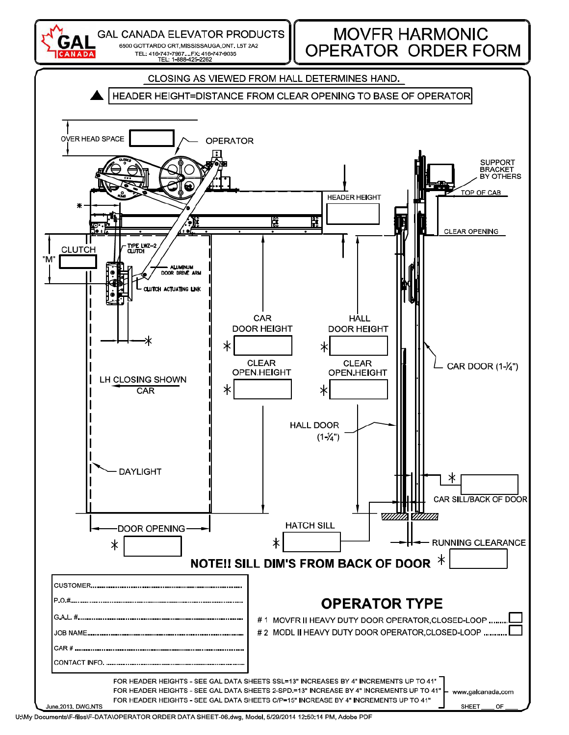GAL CANADA ELEVATOR PRODUCTS
6500 GOTTARDO CRT,MISSISSAUGA,ONT. L5T 2A2
TEL: 416-747-7967....FX: 416-747-9035
TEL: 1-888-425-2262

# MOVFR HARMONIC OPERATOR ORDER FORM

CLOSING AS VIEWED FROM HALL DETERMINES HAND.

▲ HEADER HEIGHT=DISTANCE FROM CLEAR OPENING TO BASE OF OPERATOR

OVER HEAD SPACE

OPERATOR

SUPPORT BRACKET BY OTHERS

TOP OF CAB

HEADER HEIGHT

CLEAR OPENING

CLUTCH

"M"

TYPE LWZ-2 CLUTCH

ALUMINUM DOOR DRIVE ARM

CLUTCH ACTUATING LINK

CAR DOOR HEIGHT *

HALL DOOR HEIGHT *

CLEAR OPEN.HEIGHT *

CLEAR OPEN.HEIGHT *

CAR DOOR (1-¼")

LH CLOSING SHOWN

CAR

HALL DOOR (1-¼")

DAYLIGHT

CAR SILL/BACK OF DOOR *

DOOR OPENING *

HATCH SILL *

RUNNING CLEARANCE

**NOTE!! SILL DIM'S FROM BACK OF DOOR** *

CUSTOMER.

P.O.#.

G.A.L. #.

JOB NAME.

CAR #.

CONTACT INFO.

## OPERATOR TYPE

# 1 MOVFR II HEAVY DUTY DOOR OPERATOR,CLOSED-LOOP ☐

# 2 MODL II HEAVY DUTY DOOR OPERATOR,CLOSED-LOOP ☐

FOR HEADER HEIGHTS - SEE GAL DATA SHEETS SSL=13" INCREASES BY 4" INCREMENTS UP TO 41"
FOR HEADER HEIGHTS - SEE GAL DATA SHEETS 2-SPD.=13" INCREASE BY 4" INCREMENTS UP TO 41"
FOR HEADER HEIGHTS - SEE GAL DATA SHEETS C/P=15" INCREASE BY 4" INCREMENTS UP TO 41"

www.galcanada.com

June.2013. DWG.NTS

SHEET ___ OF ___

U:\My Documents\F-files\F-DATA\OPERATOR ORDER DATA SHEET-06.dwg, Model, 5/29/2014 12:50:14 PM, Adobe PDF